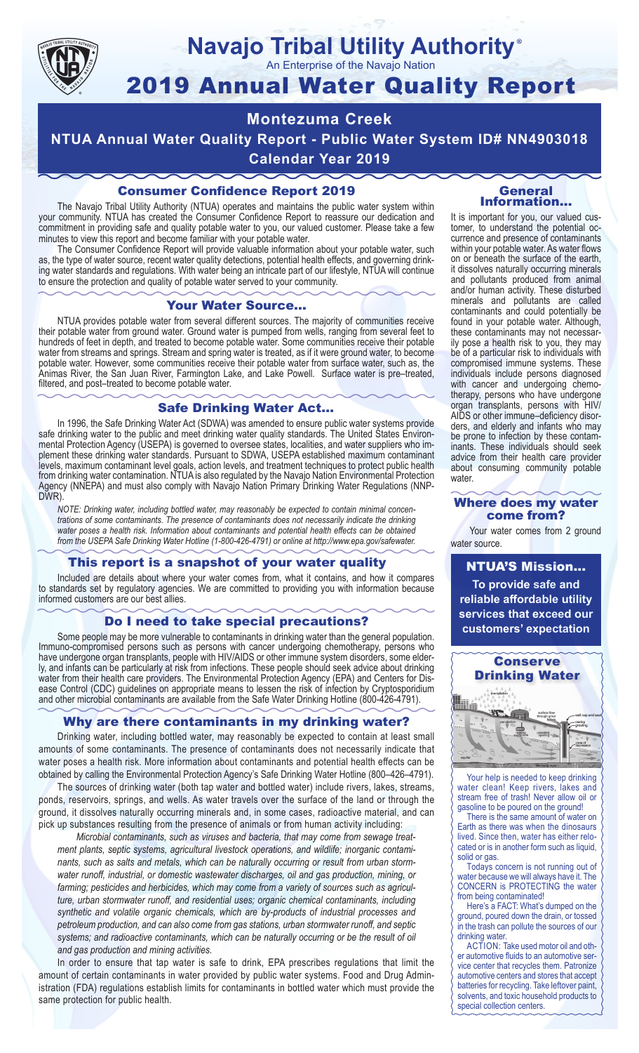# Navajo Tribal Utility Authority®

An Enterprise of the Navajo Nation

# 2019 Annual Water Quality Report

## Montezuma Creek

## NTUA Annual Water Quality Report - Public Water System ID# NN4903018

## Calendar Year 2019

### Consumer Confidence Report 2019

The Navajo Tribal Utility Authority (NTUA) operates and maintains the public water system within your community. NTUA has created the Consumer Confidence Report to reassure our dedication and commitment in providing safe and quality potable water to you, our valued customer. Please take a few minutes to view this report and become familiar with your potable water.

The Consumer Confidence Report will provide valuable information about your potable water, such as, the type of water source, recent water quality detections, potential health effects, and governing drinking water standards and regulations. With water being an intricate part of our lifestyle, NTUA will continue to ensure the protection and quality of potable water served to your community.

### Your Water Source…

NTUA provides potable water from several different sources. The majority of communities receive their potable water from ground water. Ground water is pumped from wells, ranging from several feet to hundreds of feet in depth, and treated to become potable water. Some communities receive their potable water from streams and springs. Stream and spring water is treated, as if it were ground water, to become potable water. However, some communities receive their potable water from surface water, such as, the Animas River, the San Juan River, Farmington Lake, and Lake Powell. Surface water is pre–treated, filtered, and post–treated to become potable water.

### Safe Drinking Water Act…

In 1996, the Safe Drinking Water Act (SDWA) was amended to ensure public water systems provide safe drinking water to the public and meet drinking water quality standards. The United States Environmental Protection Agency (USEPA) is governed to oversee states, localities, and water suppliers who implement these drinking water standards. Pursuant to SDWA, USEPA established maximum contaminant levels, maximum contaminant level goals, action levels, and treatment techniques to protect public health from drinking water contamination. NTUA is also regulated by the Navajo Nation Environmental Protection Agency (NNEPA) and must also comply with Navajo Nation Primary Drinking Water Regulations (NNPDWR).

*NOTE: Drinking water, including bottled water, may reasonably be expected to contain minimal concentrations of some contaminants. The presence of contaminants does not necessarily indicate the drinking water poses a health risk. Information about contaminants and potential health effects can be obtained from the USEPA Safe Drinking Water Hotline (1-800-426-4791) or online at http://www.epa.gov/safewater.*

### This report is a snapshot of your water quality

Included are details about where your water comes from, what it contains, and how it compares to standards set by regulatory agencies. We are committed to providing you with information because informed customers are our best allies.

### Do I need to take special precautions?

Some people may be more vulnerable to contaminants in drinking water than the general population. Immuno-compromised persons such as persons with cancer undergoing chemotherapy, persons who have undergone organ transplants, people with HIV/AIDS or other immune system disorders, some elderly, and infants can be particularly at risk from infections. These people should seek advice about drinking water from their health care providers. The Environmental Protection Agency (EPA) and Centers for Disease Control (CDC) guidelines on appropriate means to lessen the risk of infection by Cryptosporidium and other microbial contaminants are available from the Safe Water Drinking Hotline (800-426-4791).

### Why are there contaminants in my drinking water?

Drinking water, including bottled water, may reasonably be expected to contain at least small amounts of some contaminants. The presence of contaminants does not necessarily indicate that water poses a health risk. More information about contaminants and potential health effects can be obtained by calling the Environmental Protection Agency's Safe Drinking Water Hotline (800–426–4791).

The sources of drinking water (both tap water and bottled water) include rivers, lakes, streams, ponds, reservoirs, springs, and wells. As water travels over the surface of the land or through the ground, it dissolves naturally occurring minerals and, in some cases, radioactive material, and can pick up substances resulting from the presence of animals or from human activity including:

*Microbial contaminants, such as viruses and bacteria, that may come from sewage treatment plants, septic systems, agricultural livestock operations, and wildlife; inorganic contaminants, such as salts and metals, which can be naturally occurring or result from urban stormwater runoff, industrial, or domestic wastewater discharges, oil and gas production, mining, or farming; pesticides and herbicides, which may come from a variety of sources such as agriculture, urban stormwater runoff, and residential uses; organic chemical contaminants, including synthetic and volatile organic chemicals, which are by-products of industrial processes and petroleum production, and can also come from gas stations, urban stormwater runoff, and septic systems; and radioactive contaminants, which can be naturally occurring or be the result of oil and gas production and mining activities.*

In order to ensure that tap water is safe to drink, EPA prescribes regulations that limit the amount of certain contaminants in water provided by public water systems. Food and Drug Administration (FDA) regulations establish limits for contaminants in bottled water which must provide the same protection for public health.

### General Information…

It is important for you, our valued customer, to understand the potential occurrence and presence of contaminants within your potable water. As water flows on or beneath the surface of the earth, it dissolves naturally occurring minerals and pollutants produced from animal and/or human activity. These disturbed minerals and pollutants are called contaminants and could potentially be found in your potable water. Although, these contaminants may not necessarily pose a health risk to you, they may be of a particular risk to individuals with compromised immune systems. These individuals include persons diagnosed with cancer and undergoing chemotherapy, persons who have undergone organ transplants, persons with HIV/AIDS or other immune–deficiency disorders, and elderly and infants who may be prone to infection by these contaminants. These individuals should seek advice from their health care provider about consuming community potable water.

### Where does my water come from?

Your water comes from 2 ground water source.

### NTUA'S Mission…

**To provide safe and reliable affordable utility services that exceed our customers' expectation**

### Conserve Drinking Water

Your help is needed to keep drinking water clean! Keep rivers, lakes and stream free of trash! Never allow oil or gasoline to be poured on the ground!

There is the same amount of water on Earth as there was when the dinosaurs lived. Since then, water has either relocated or is in another form such as liquid, solid or gas.

Todays concern is not running out of water because we will always have it. The CONCERN is PROTECTING the water from being contaminated!

Here's a FACT: What's dumped on the ground, poured down the drain, or tossed in the trash can pollute the sources of our drinking water.

ACTION: Take used motor oil and other automotive fluids to an automotive service center that recycles them. Patronize automotive centers and stores that accept batteries for recycling. Take leftover paint, solvents, and toxic household products to special collection centers.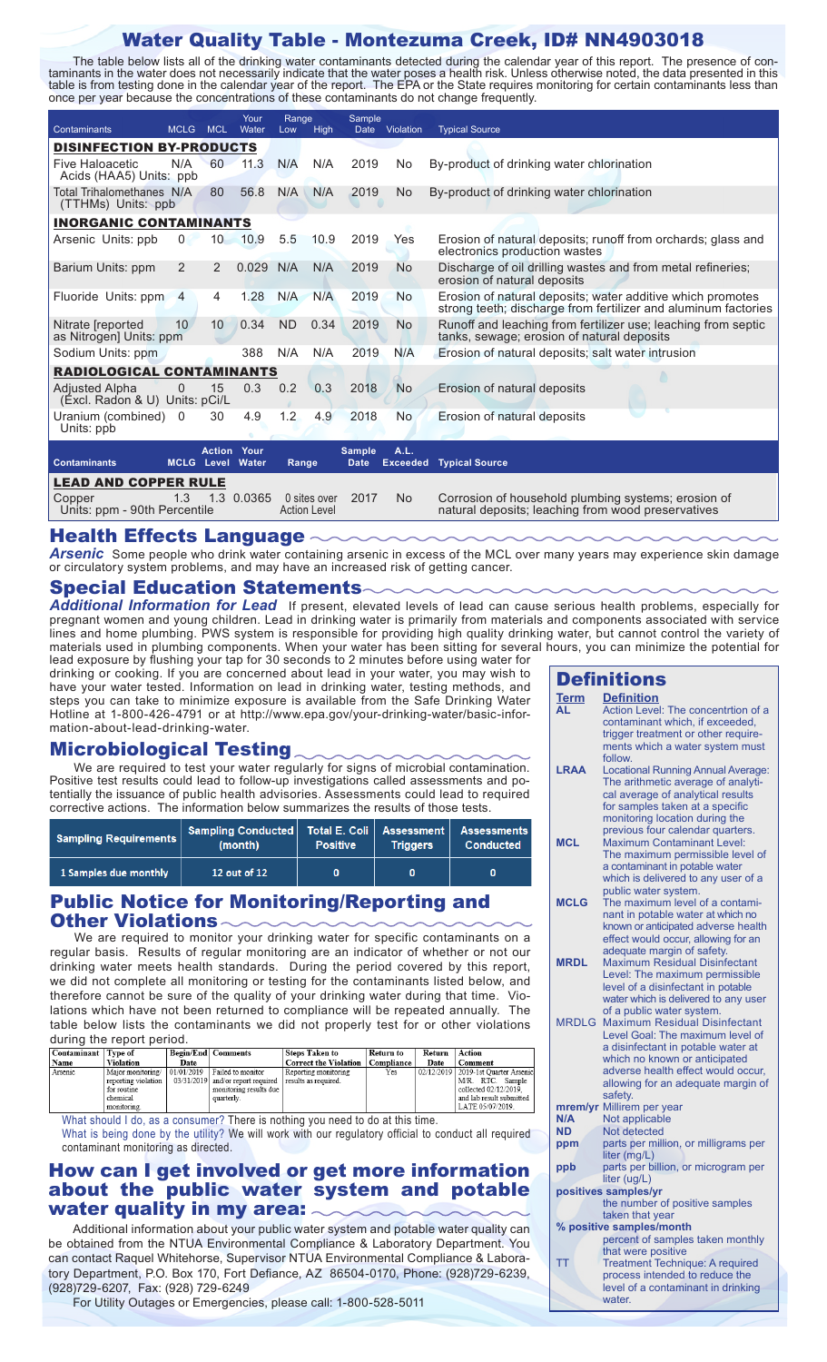# Water Quality Table - Montezuma Creek, ID# NN4903018

The table below lists all of the drinking water contaminants detected during the calendar year of this report. The presence of contaminants in the water does not necessarily indicate that the water poses a health risk. Unless otherwise noted, the data presented in this table is from testing done in the calendar year of the report. The EPA or the State requires monitoring for certain contaminants less than once per year because the concentrations of these contaminants do not change frequently.

| Contaminants | MCLG | MCL | Your Water | Range Low | Range High | Sample Date | Violation | Typical Source |
|---|---|---|---|---|---|---|---|---|
| **DISINFECTION BY-PRODUCTS** | | | | | | | | |
| Five Haloacetic Acids (HAA5) Units: ppb | N/A | 60 | 11.3 | N/A | N/A | 2019 | No | By-product of drinking water chlorination |
| Total Trihalomethanes (TTHMs) Units: ppb | N/A | 80 | 56.8 | N/A | N/A | 2019 | No | By-product of drinking water chlorination |
| **INORGANIC CONTAMINANTS** | | | | | | | | |
| Arsenic Units: ppb | 0 | 10 | 10.9 | 5.5 | 10.9 | 2019 | Yes | Erosion of natural deposits; runoff from orchards; glass and electronics production wastes |
| Barium Units: ppm | 2 | 2 | 0.029 | N/A | N/A | 2019 | No | Discharge of oil drilling wastes and from metal refineries; erosion of natural deposits |
| Fluoride Units: ppm | 4 | 4 | 1.28 | N/A | N/A | 2019 | No | Erosion of natural deposits; water additive which promotes strong teeth; discharge from fertilizer and aluminum factories |
| Nitrate [reported as Nitrogen] Units: ppm | 10 | 10 | 0.34 | ND | 0.34 | 2019 | No | Runoff and leaching from fertilizer use; leaching from septic tanks, sewage; erosion of natural deposits |
| Sodium Units: ppm | | | 388 | N/A | N/A | 2019 | N/A | Erosion of natural deposits; salt water intrusion |
| **RADIOLOGICAL CONTAMINANTS** | | | | | | | | |
| Adjusted Alpha (Excl. Radon & U) Units: pCi/L | 0 | 15 | 0.3 | 0.2 | 0.3 | 2018 | No | Erosion of natural deposits |
| Uranium (combined) Units: ppb | 0 | 30 | 4.9 | 1.2 | 4.9 | 2018 | No | Erosion of natural deposits |

| Contaminants | MCLG | Action Level | Your Water | Range | Sample Date | A.L. Exceeded | Typical Source |
|---|---|---|---|---|---|---|---|
| **LEAD AND COPPER RULE** | | | | | | | |
| Copper Units: ppm - 90th Percentile | 1.3 | 1.3 | 0.0365 | 0 sites over Action Level | 2017 | No | Corrosion of household plumbing systems; erosion of natural deposits; leaching from wood preservatives |

## Health Effects Language

***Arsenic*** Some people who drink water containing arsenic in excess of the MCL over many years may experience skin damage or circulatory system problems, and may have an increased risk of getting cancer.

## Special Education Statements

***Additional Information for Lead*** If present, elevated levels of lead can cause serious health problems, especially for pregnant women and young children. Lead in drinking water is primarily from materials and components associated with service lines and home plumbing. PWS system is responsible for providing high quality drinking water, but cannot control the variety of materials used in plumbing components. When your water has been sitting for several hours, you can minimize the potential for lead exposure by flushing your tap for 30 seconds to 2 minutes before using water for drinking or cooking. If you are concerned about lead in your water, you may wish to have your water tested. Information on lead in drinking water, testing methods, and steps you can take to minimize exposure is available from the Safe Drinking Water Hotline at 1-800-426-4791 or at http://www.epa.gov/your-drinking-water/basic-information-about-lead-drinking-water.

## Microbiological Testing

We are required to test your water regularly for signs of microbial contamination. Positive test results could lead to follow-up investigations called assessments and potentially the issuance of public health advisories. Assessments could lead to required corrective actions. The information below summarizes the results of those tests.

| Sampling Requirements | Sampling Conducted (month) | Total E. Coli Positive | Assessment Triggers | Assessments Conducted |
|---|---|---|---|---|
| 1 Samples due monthly | 12 out of 12 | 0 | 0 | 0 |

## Public Notice for Monitoring/Reporting and Other Violations

We are required to monitor your drinking water for specific contaminants on a regular basis. Results of regular monitoring are an indicator of whether or not our drinking water meets health standards. During the period covered by this report, we did not complete all monitoring or testing for the contaminants listed below, and therefore cannot be sure of the quality of your drinking water during that time. Violations which have not been returned to compliance will be repeated annually. The table below lists the contaminants we did not properly test for or other violations during the report period.

| Contaminant Name | Type of Violation | Begin/End Date | Comments | Steps Taken to Correct the Violation | Return to Compliance | Return Date | Action Comment |
|---|---|---|---|---|---|---|---|
| Arsenic | Major monitoring/ reporting violation for routine chemical monitoring. | 01/01/2019 03/31/2019 | Failed to monitor and/or report required monitoring results due quarterly. | Reporting monitoring results as required. | Yes | 02/12/2019 | 2019-1st Quarter Arsenic M/R. RTC Sample collected 02/12/2019, and lab result submitted LATE 05/07/2019. |

What should I do, as a consumer? There is nothing you need to do at this time.

What is being done by the utility? We will work with our regulatory official to conduct all required contaminant monitoring as directed.

## How can I get involved or get more information about the public water system and potable water quality in my area:

Additional information about your public water system and potable water quality can be obtained from the NTUA Environmental Compliance & Laboratory Department. You can contact Raquel Whitehorse, Supervisor NTUA Environmental Compliance & Laboratory Department, P.O. Box 170, Fort Defiance, AZ 86504-0170, Phone: (928)729-6239, (928)729-6207, Fax: (928) 729-6249

For Utility Outages or Emergencies, please call: 1-800-528-5011

## Definitions

| Term | Definition |
|---|---|
| AL | Action Level: The concentrtion of a contaminant which, if exceeded, trigger treatment or other requirements which a water system must follow. |
| LRAA | Locational Running Annual Average: The arithmetic average of analytical average of analytical results for samples taken at a specific monitoring location during the previous four calendar quarters. |
| MCL | Maximum Contaminant Level: The maximum permissible level of a contaminant in potable water which is delivered to any user of a public water system. |
| MCLG | The maximum level of a contaminant in potable water at which no known or anticipated adverse health effect would occur, allowing for an adequate margin of safety. |
| MRDL | Maximum Residual Disinfectant Level: The maximum permissible level of a disinfectant in potable water which is delivered to any user of a public water system. |
| MRDLG | Maximum Residual Disinfectant Level Goal: The maximum level of a disinfectant in potable water at which no known or anticipated adverse health effect would occur, allowing for an adequate margin of safety. |
| mrem/yr | Millirem per year |
| N/A | Not applicable |
| ND | Not detected |
| ppm | parts per million, or milligrams per liter (mg/L) |
| ppb | parts per billion, or microgram per liter (ug/L) |
| positives samples/yr | the number of positive samples taken that year |
| % positive samples/month | percent of samples taken monthly that were positive |
| TT | Treatment Technique: A required process intended to reduce the level of a contaminant in drinking water. |